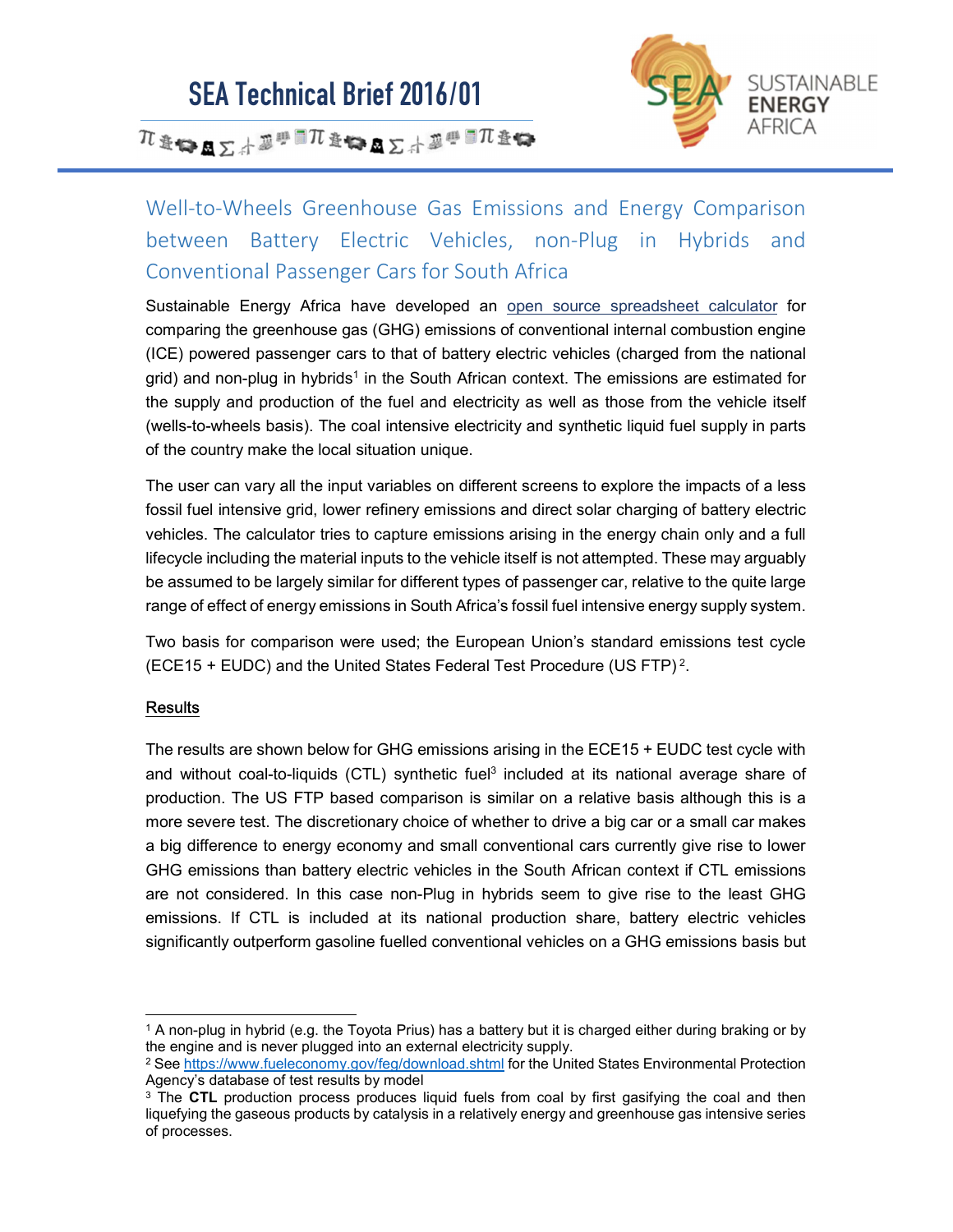# SEA Technical Brief 2016/01

SUSTAINABLE ENERGY AFRICA

## Well-to-Wheels Greenhouse Gas Emissions and Energy Comparison between Battery Electric Vehicles, non-Plug in Hybrids and Conventional Passenger Cars for South Africa

Sustainable Energy Africa have developed an open source spreadsheet calculator for comparing the greenhouse gas (GHG) emissions of conventional internal combustion engine (ICE) powered passenger cars to that of battery electric vehicles (charged from the national grid) and non-plug in hybrids[1] in the South African context. The emissions are estimated for the supply and production of the fuel and electricity as well as those from the vehicle itself (wells-to-wheels basis). The coal intensive electricity and synthetic liquid fuel supply in parts of the country make the local situation unique.

The user can vary all the input variables on different screens to explore the impacts of a less fossil fuel intensive grid, lower refinery emissions and direct solar charging of battery electric vehicles. The calculator tries to capture emissions arising in the energy chain only and a full lifecycle including the material inputs to the vehicle itself is not attempted. These may arguably be assumed to be largely similar for different types of passenger car, relative to the quite large range of effect of energy emissions in South Africa's fossil fuel intensive energy supply system.

Two basis for comparison were used; the European Union's standard emissions test cycle (ECE15 + EUDC) and the United States Federal Test Procedure (US FTP)[2].

### Results

The results are shown below for GHG emissions arising in the ECE15 + EUDC test cycle with and without coal-to-liquids (CTL) synthetic fuel[3] included at its national average share of production. The US FTP based comparison is similar on a relative basis although this is a more severe test. The discretionary choice of whether to drive a big car or a small car makes a big difference to energy economy and small conventional cars currently give rise to lower GHG emissions than battery electric vehicles in the South African context if CTL emissions are not considered. In this case non-Plug in hybrids seem to give rise to the least GHG emissions. If CTL is included at its national production share, battery electric vehicles significantly outperform gasoline fuelled conventional vehicles on a GHG emissions basis but

---

[1] A non-plug in hybrid (e.g. the Toyota Prius) has a battery but it is charged either during braking or by the engine and is never plugged into an external electricity supply.

[2] See https://www.fueleconomy.gov/feg/download.shtml for the United States Environmental Protection Agency's database of test results by model

[3] The **CTL** production process produces liquid fuels from coal by first gasifying the coal and then liquefying the gaseous products by catalysis in a relatively energy and greenhouse gas intensive series of processes.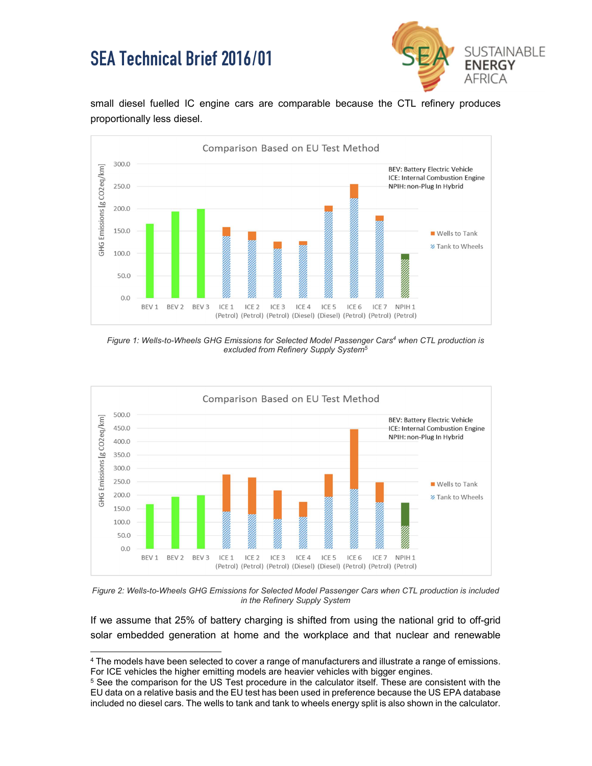small diesel fuelled IC engine cars are comparable because the CTL refinery produces proportionally less diesel.

*Figure 1: Wells-to-Wheels GHG Emissions for Selected Model Passenger Cars[4] when CTL production is excluded from Refinery Supply System[5]*

*Figure 2: Wells-to-Wheels GHG Emissions for Selected Model Passenger Cars when CTL production is included in the Refinery Supply System*

If we assume that 25% of battery charging is shifted from using the national grid to off-grid solar embedded generation at home and the workplace and that nuclear and renewable

---

[4] The models have been selected to cover a range of manufacturers and illustrate a range of emissions. For ICE vehicles the higher emitting models are heavier vehicles with bigger engines.

[5] See the comparison for the US Test procedure in the calculator itself. These are consistent with the EU data on a relative basis and the EU test has been used in preference because the US EPA database included no diesel cars. The wells to tank and tank to wheels energy split is also shown in the calculator.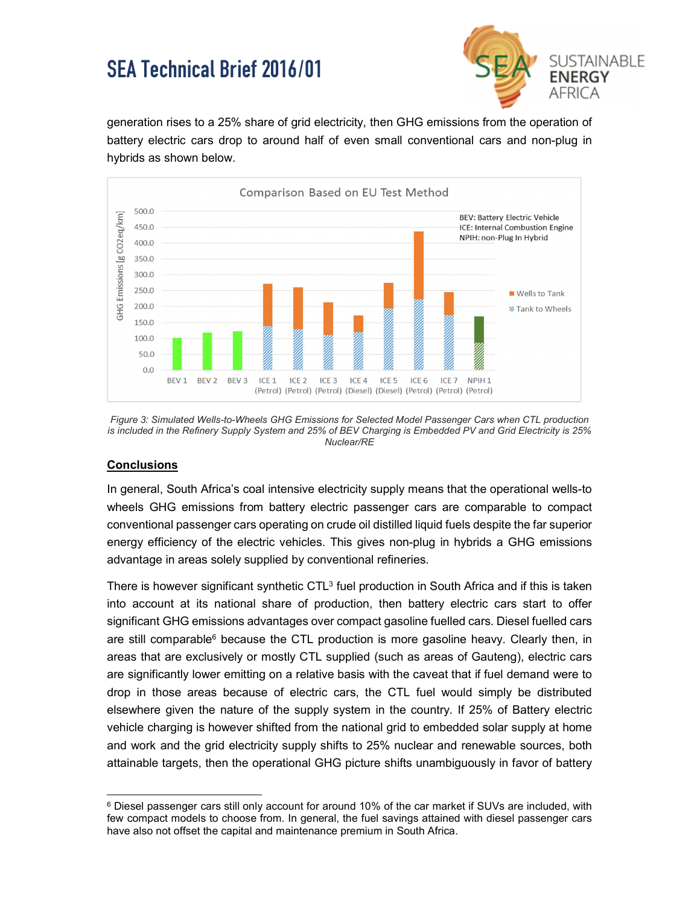generation rises to a 25% share of grid electricity, then GHG emissions from the operation of battery electric cars drop to around half of even small conventional cars and non-plug in hybrids as shown below.

*Figure 3: Simulated Wells-to-Wheels GHG Emissions for Selected Model Passenger Cars when CTL production is included in the Refinery Supply System and 25% of BEV Charging is Embedded PV and Grid Electricity is 25% Nuclear/RE*

## Conclusions

In general, South Africa's coal intensive electricity supply means that the operational wells-to wheels GHG emissions from battery electric passenger cars are comparable to compact conventional passenger cars operating on crude oil distilled liquid fuels despite the far superior energy efficiency of the electric vehicles. This gives non-plug in hybrids a GHG emissions advantage in areas solely supplied by conventional refineries.

There is however significant synthetic CTL[3] fuel production in South Africa and if this is taken into account at its national share of production, then battery electric cars start to offer significant GHG emissions advantages over compact gasoline fuelled cars. Diesel fuelled cars are still comparable[6] because the CTL production is more gasoline heavy. Clearly then, in areas that are exclusively or mostly CTL supplied (such as areas of Gauteng), electric cars are significantly lower emitting on a relative basis with the caveat that if fuel demand were to drop in those areas because of electric cars, the CTL fuel would simply be distributed elsewhere given the nature of the supply system in the country. If 25% of Battery electric vehicle charging is however shifted from the national grid to embedded solar supply at home and work and the grid electricity supply shifts to 25% nuclear and renewable sources, both attainable targets, then the operational GHG picture shifts unambiguously in favor of battery

[6] Diesel passenger cars still only account for around 10% of the car market if SUVs are included, with few compact models to choose from. In general, the fuel savings attained with diesel passenger cars have also not offset the capital and maintenance premium in South Africa.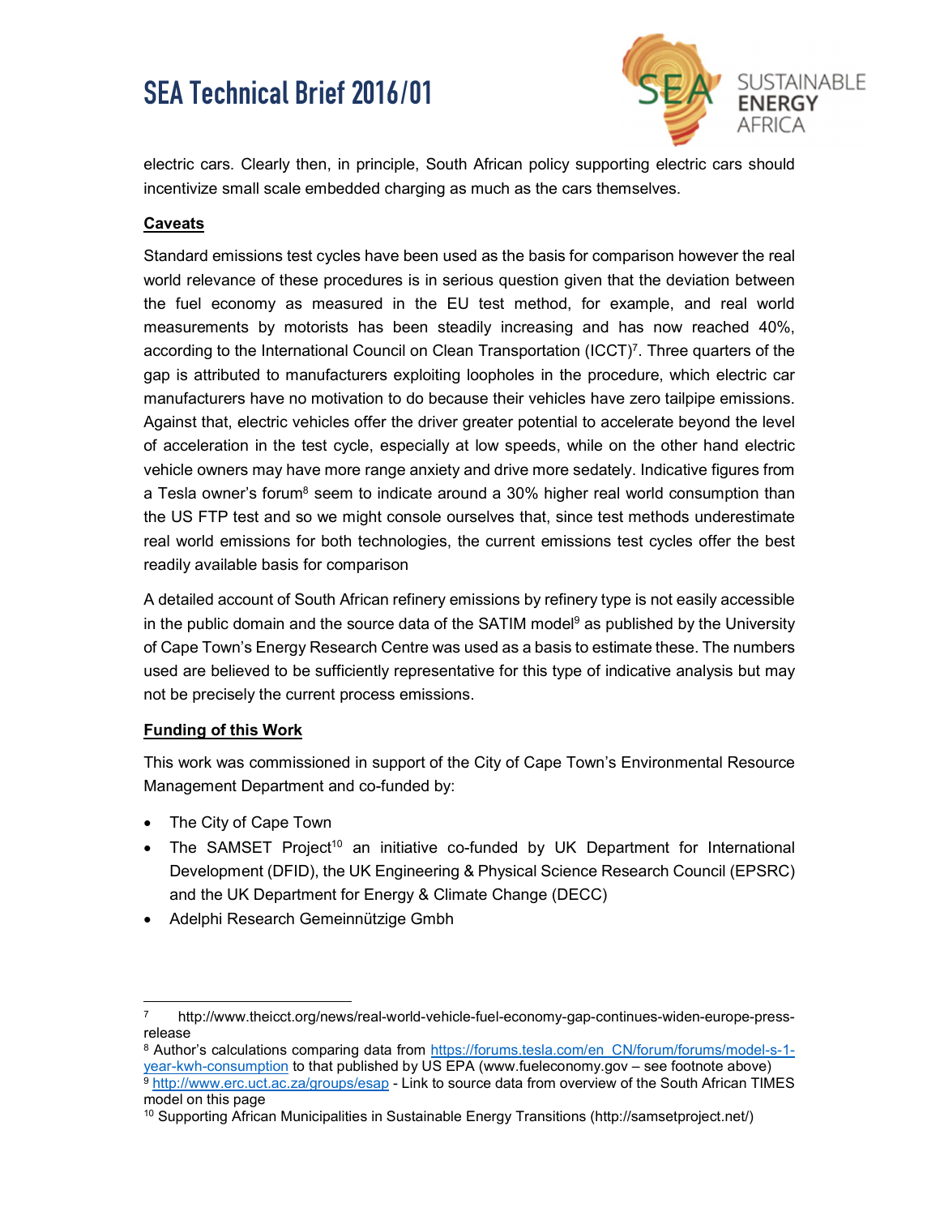electric cars. Clearly then, in principle, South African policy supporting electric cars should incentivize small scale embedded charging as much as the cars themselves.

**Caveats**

Standard emissions test cycles have been used as the basis for comparison however the real world relevance of these procedures is in serious question given that the deviation between the fuel economy as measured in the EU test method, for example, and real world measurements by motorists has been steadily increasing and has now reached 40%, according to the International Council on Clean Transportation (ICCT)[7]. Three quarters of the gap is attributed to manufacturers exploiting loopholes in the procedure, which electric car manufacturers have no motivation to do because their vehicles have zero tailpipe emissions. Against that, electric vehicles offer the driver greater potential to accelerate beyond the level of acceleration in the test cycle, especially at low speeds, while on the other hand electric vehicle owners may have more range anxiety and drive more sedately. Indicative figures from a Tesla owner's forum[8] seem to indicate around a 30% higher real world consumption than the US FTP test and so we might console ourselves that, since test methods underestimate real world emissions for both technologies, the current emissions test cycles offer the best readily available basis for comparison

A detailed account of South African refinery emissions by refinery type is not easily accessible in the public domain and the source data of the SATIM model[9] as published by the University of Cape Town's Energy Research Centre was used as a basis to estimate these. The numbers used are believed to be sufficiently representative for this type of indicative analysis but may not be precisely the current process emissions.

**Funding of this Work**

This work was commissioned in support of the City of Cape Town's Environmental Resource Management Department and co-funded by:

- The City of Cape Town
- The SAMSET Project[10] an initiative co-funded by UK Department for International Development (DFID), the UK Engineering & Physical Science Research Council (EPSRC) and the UK Department for Energy & Climate Change (DECC)
- Adelphi Research Gemeinnützige Gmbh

---

[7] http://www.theicct.org/news/real-world-vehicle-fuel-economy-gap-continues-widen-europe-press-release

[8] Author's calculations comparing data from https://forums.tesla.com/en_CN/forum/forums/model-s-1-year-kwh-consumption to that published by US EPA (www.fueleconomy.gov – see footnote above)

[9] http://www.erc.uct.ac.za/groups/esap - Link to source data from overview of the South African TIMES model on this page

[10] Supporting African Municipalities in Sustainable Energy Transitions (http://samsetproject.net/)